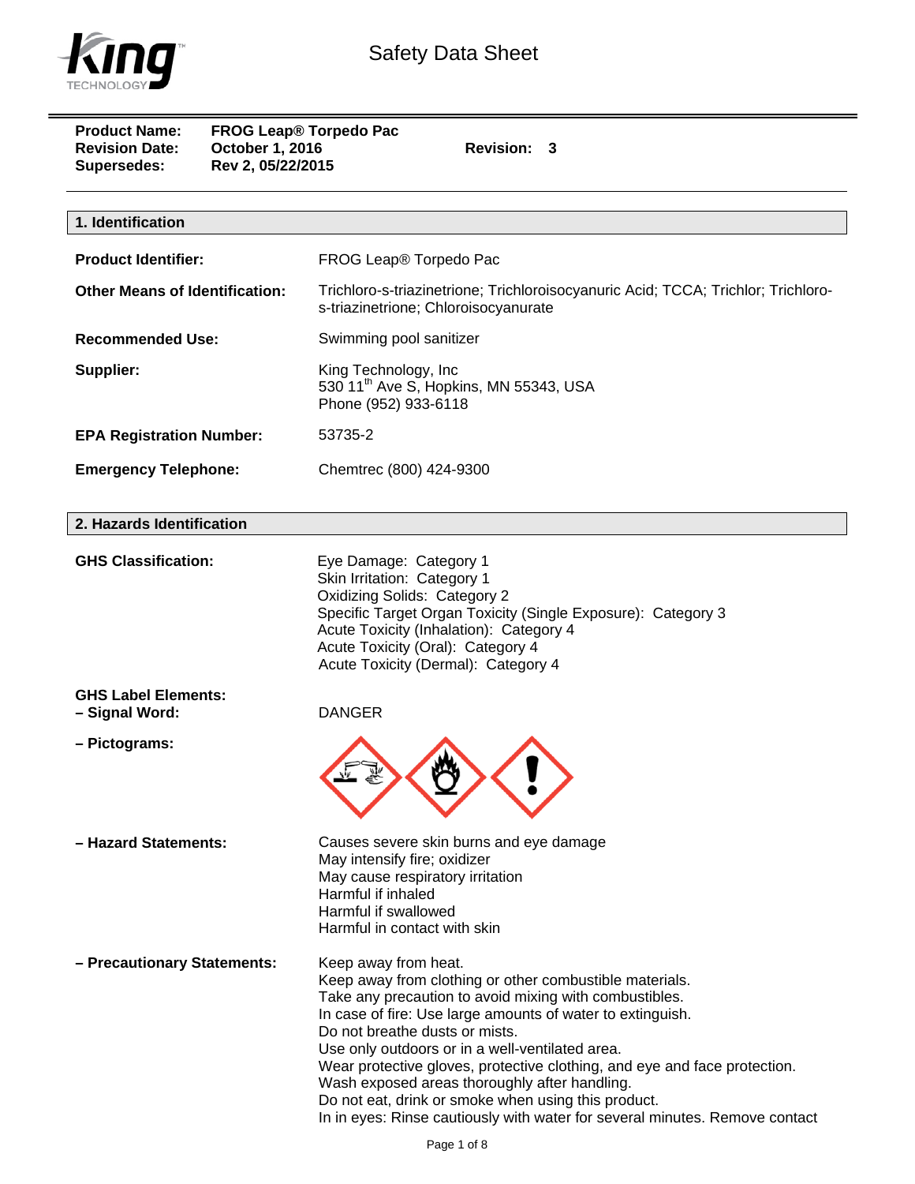# Safety Data Sheet

**Product Name:** FROG Leap® Torpedo Pac
**Revision Date:** October 1, 2016 **Revision: 3**
**Supersedes:** Rev 2, 05/22/2015

## 1. Identification

**Product Identifier:** FROG Leap® Torpedo Pac

**Other Means of Identification:** Trichloro-s-triazinetrione; Trichloroisocyanuric Acid; TCCA; Trichlor; Trichloro-s-triazinetrione; Chloroisocyanurate

**Recommended Use:** Swimming pool sanitizer

**Supplier:** King Technology, Inc
530 11th Ave S, Hopkins, MN 55343, USA
Phone (952) 933-6118

**EPA Registration Number:** 53735-2

**Emergency Telephone:** Chemtrec (800) 424-9300

## 2. Hazards Identification

**GHS Classification:**
Eye Damage: Category 1
Skin Irritation: Category 1
Oxidizing Solids: Category 2
Specific Target Organ Toxicity (Single Exposure): Category 3
Acute Toxicity (Inhalation): Category 4
Acute Toxicity (Oral): Category 4
Acute Toxicity (Dermal): Category 4

**GHS Label Elements:**
**– Signal Word:** DANGER

**– Pictograms:**

**– Hazard Statements:**
Causes severe skin burns and eye damage
May intensify fire; oxidizer
May cause respiratory irritation
Harmful if inhaled
Harmful if swallowed
Harmful in contact with skin

**– Precautionary Statements:**
Keep away from heat.
Keep away from clothing or other combustible materials.
Take any precaution to avoid mixing with combustibles.
In case of fire: Use large amounts of water to extinguish.
Do not breathe dusts or mists.
Use only outdoors or in a well-ventilated area.
Wear protective gloves, protective clothing, and eye and face protection.
Wash exposed areas thoroughly after handling.
Do not eat, drink or smoke when using this product.
In in eyes: Rinse cautiously with water for several minutes. Remove contact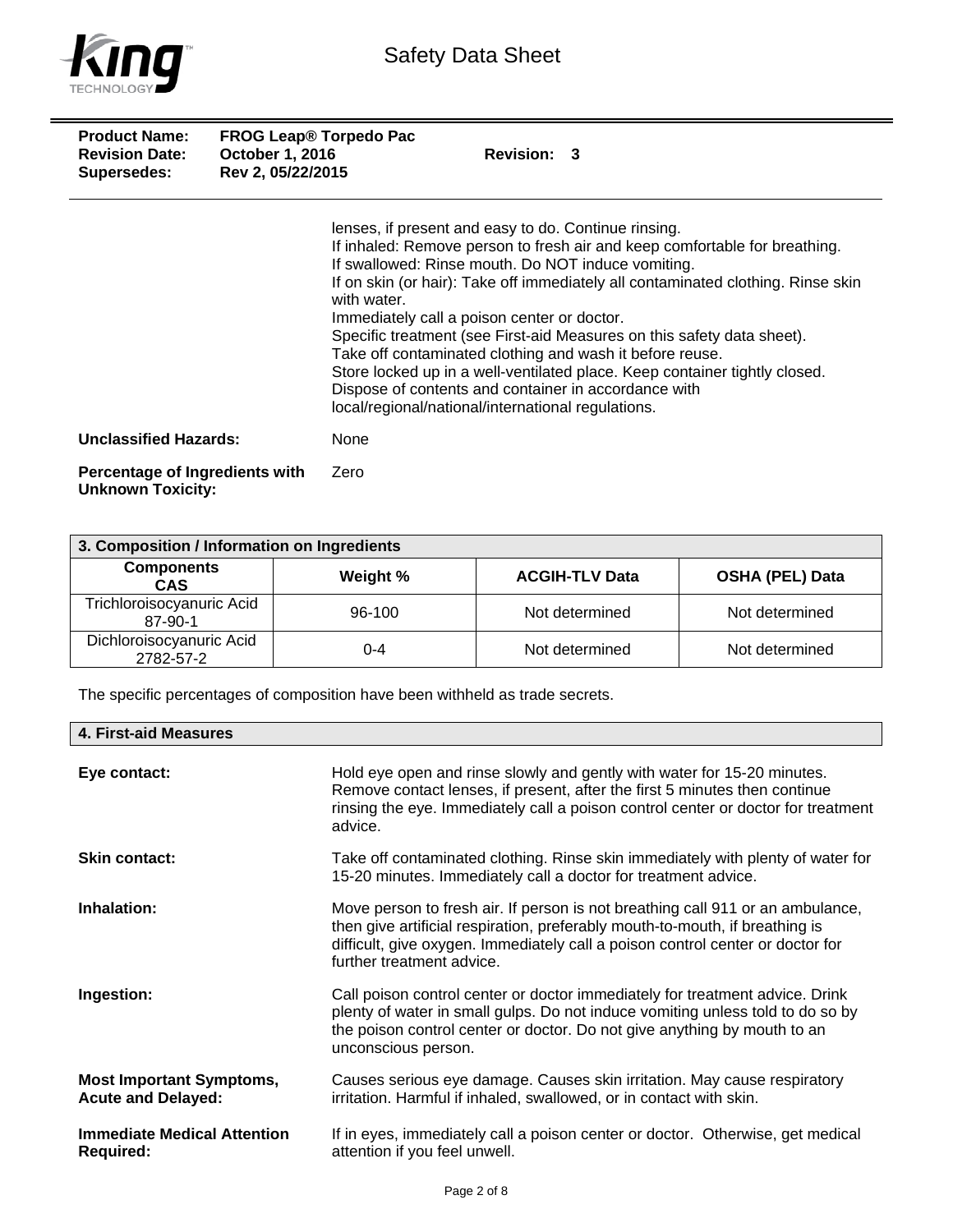lenses, if present and easy to do. Continue rinsing.
If inhaled: Remove person to fresh air and keep comfortable for breathing.
If swallowed: Rinse mouth. Do NOT induce vomiting.
If on skin (or hair): Take off immediately all contaminated clothing. Rinse skin with water.
Immediately call a poison center or doctor.
Specific treatment (see First-aid Measures on this safety data sheet).
Take off contaminated clothing and wash it before reuse.
Store locked up in a well-ventilated place. Keep container tightly closed.
Dispose of contents and container in accordance with local/regional/national/international regulations.

**Unclassified Hazards:** None

**Percentage of Ingredients with Unknown Toxicity:** Zero

## 3. Composition / Information on Ingredients

| Components CAS | Weight % | ACGIH-TLV Data | OSHA (PEL) Data |
|---|---|---|---|
| Trichloroisocyanuric Acid 87-90-1 | 96-100 | Not determined | Not determined |
| Dichloroisocyanuric Acid 2782-57-2 | 0-4 | Not determined | Not determined |

The specific percentages of composition have been withheld as trade secrets.

## 4. First-aid Measures

**Eye contact:** Hold eye open and rinse slowly and gently with water for 15-20 minutes. Remove contact lenses, if present, after the first 5 minutes then continue rinsing the eye. Immediately call a poison control center or doctor for treatment advice.

**Skin contact:** Take off contaminated clothing. Rinse skin immediately with plenty of water for 15-20 minutes. Immediately call a doctor for treatment advice.

**Inhalation:** Move person to fresh air. If person is not breathing call 911 or an ambulance, then give artificial respiration, preferably mouth-to-mouth, if breathing is difficult, give oxygen. Immediately call a poison control center or doctor for further treatment advice.

**Ingestion:** Call poison control center or doctor immediately for treatment advice. Drink plenty of water in small gulps. Do not induce vomiting unless told to do so by the poison control center or doctor. Do not give anything by mouth to an unconscious person.

**Most Important Symptoms, Acute and Delayed:** Causes serious eye damage. Causes skin irritation. May cause respiratory irritation. Harmful if inhaled, swallowed, or in contact with skin.

**Immediate Medical Attention Required:** If in eyes, immediately call a poison center or doctor. Otherwise, get medical attention if you feel unwell.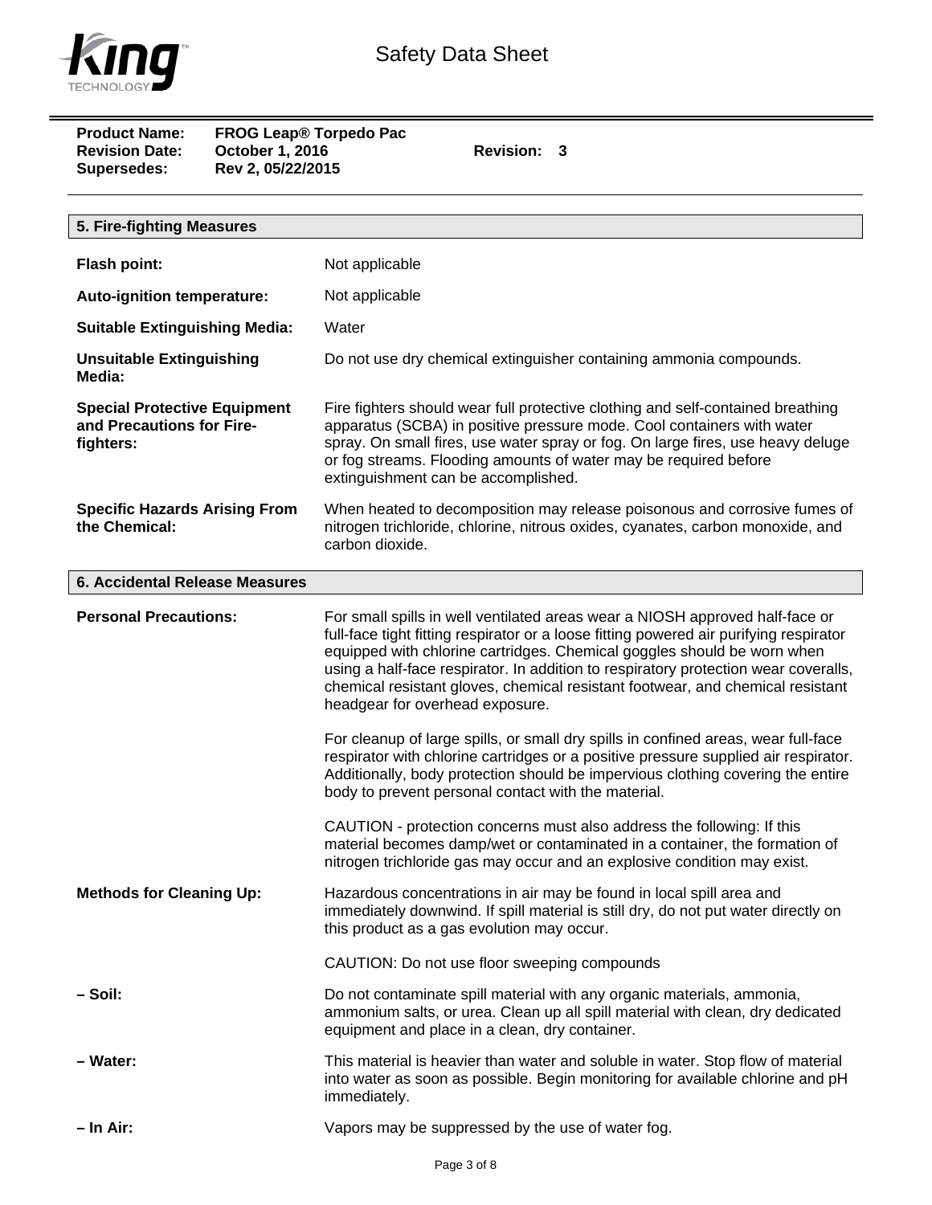**Product Name:** FROG Leap® Torpedo Pac
**Revision Date:** October 1, 2016 **Revision:** 3
**Supersedes:** Rev 2, 05/22/2015

## 5. Fire-fighting Measures

| | |
|---|---|
| **Flash point:** | Not applicable |
| **Auto-ignition temperature:** | Not applicable |
| **Suitable Extinguishing Media:** | Water |
| **Unsuitable Extinguishing Media:** | Do not use dry chemical extinguisher containing ammonia compounds. |
| **Special Protective Equipment and Precautions for Fire-fighters:** | Fire fighters should wear full protective clothing and self-contained breathing apparatus (SCBA) in positive pressure mode. Cool containers with water spray. On small fires, use water spray or fog. On large fires, use heavy deluge or fog streams. Flooding amounts of water may be required before extinguishment can be accomplished. |
| **Specific Hazards Arising From the Chemical:** | When heated to decomposition may release poisonous and corrosive fumes of nitrogen trichloride, chlorine, nitrous oxides, cyanates, carbon monoxide, and carbon dioxide. |

## 6. Accidental Release Measures

**Personal Precautions:**

For small spills in well ventilated areas wear a NIOSH approved half-face or full-face tight fitting respirator or a loose fitting powered air purifying respirator equipped with chlorine cartridges. Chemical goggles should be worn when using a half-face respirator. In addition to respiratory protection wear coveralls, chemical resistant gloves, chemical resistant footwear, and chemical resistant headgear for overhead exposure.

For cleanup of large spills, or small dry spills in confined areas, wear full-face respirator with chlorine cartridges or a positive pressure supplied air respirator. Additionally, body protection should be impervious clothing covering the entire body to prevent personal contact with the material.

CAUTION - protection concerns must also address the following: If this material becomes damp/wet or contaminated in a container, the formation of nitrogen trichloride gas may occur and an explosive condition may exist.

**Methods for Cleaning Up:**

Hazardous concentrations in air may be found in local spill area and immediately downwind. If spill material is still dry, do not put water directly on this product as a gas evolution may occur.

CAUTION: Do not use floor sweeping compounds

**– Soil:** Do not contaminate spill material with any organic materials, ammonia, ammonium salts, or urea. Clean up all spill material with clean, dry dedicated equipment and place in a clean, dry container.

**– Water:** This material is heavier than water and soluble in water. Stop flow of material into water as soon as possible. Begin monitoring for available chlorine and pH immediately.

**– In Air:** Vapors may be suppressed by the use of water fog.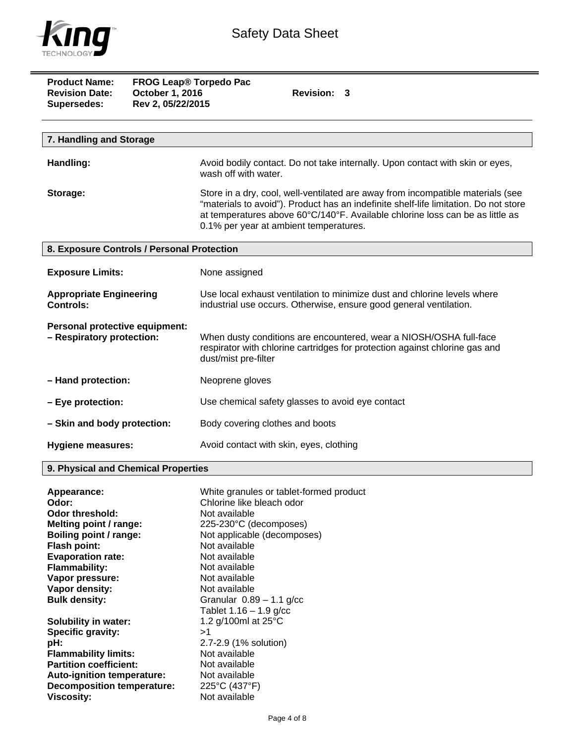Safety Data Sheet

**Product Name:** FROG Leap® Torpedo Pac
**Revision Date:** October 1, 2016 **Revision:** 3
**Supersedes:** Rev 2, 05/22/2015

## 7. Handling and Storage

| | |
|---|---|
| **Handling:** | Avoid bodily contact. Do not take internally. Upon contact with skin or eyes, wash off with water. |
| **Storage:** | Store in a dry, cool, well-ventilated are away from incompatible materials (see "materials to avoid"). Product has an indefinite shelf-life limitation. Do not store at temperatures above 60°C/140°F. Available chlorine loss can be as little as 0.1% per year at ambient temperatures. |

## 8. Exposure Controls / Personal Protection

| | |
|---|---|
| **Exposure Limits:** | None assigned |
| **Appropriate Engineering Controls:** | Use local exhaust ventilation to minimize dust and chlorine levels where industrial use occurs. Otherwise, ensure good general ventilation. |
| **Personal protective equipment: – Respiratory protection:** | When dusty conditions are encountered, wear a NIOSH/OSHA full-face respirator with chlorine cartridges for protection against chlorine gas and dust/mist pre-filter |
| **– Hand protection:** | Neoprene gloves |
| **– Eye protection:** | Use chemical safety glasses to avoid eye contact |
| **– Skin and body protection:** | Body covering clothes and boots |
| **Hygiene measures:** | Avoid contact with skin, eyes, clothing |

## 9. Physical and Chemical Properties

| | |
|---|---|
| **Appearance:** | White granules or tablet-formed product |
| **Odor:** | Chlorine like bleach odor |
| **Odor threshold:** | Not available |
| **Melting point / range:** | 225-230°C (decomposes) |
| **Boiling point / range:** | Not applicable (decomposes) |
| **Flash point:** | Not available |
| **Evaporation rate:** | Not available |
| **Flammability:** | Not available |
| **Vapor pressure:** | Not available |
| **Vapor density:** | Not available |
| **Bulk density:** | Granular 0.89 – 1.1 g/cc<br>Tablet 1.16 – 1.9 g/cc |
| **Solubility in water:** | 1.2 g/100ml at 25°C |
| **Specific gravity:** | >1 |
| **pH:** | 2.7-2.9 (1% solution) |
| **Flammability limits:** | Not available |
| **Partition coefficient:** | Not available |
| **Auto-ignition temperature:** | Not available |
| **Decomposition temperature:** | 225°C (437°F) |
| **Viscosity:** | Not available |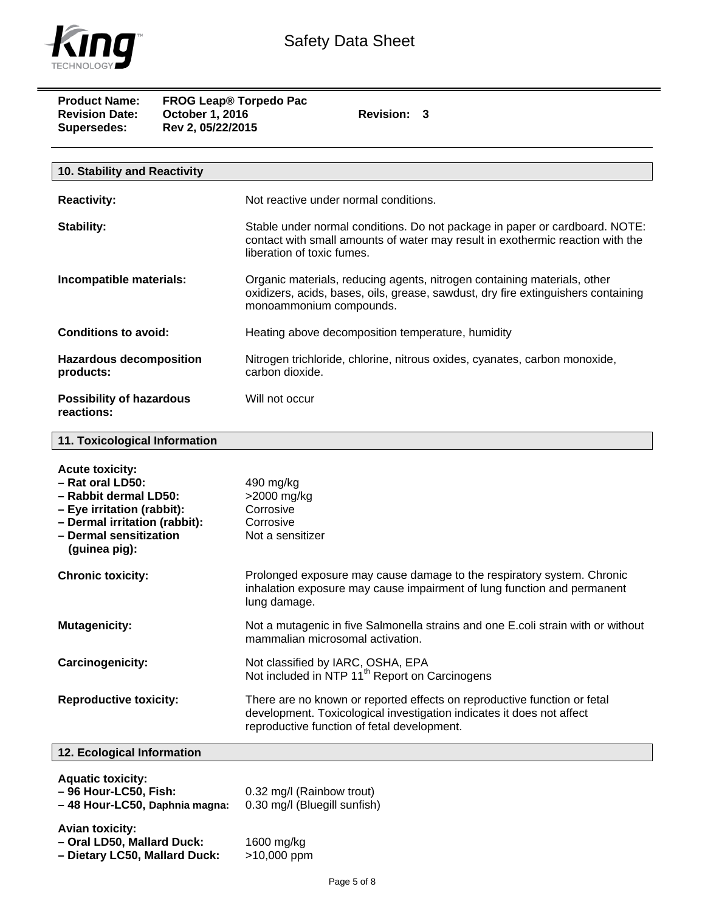**Product Name:** FROG Leap® Torpedo Pac
**Revision Date:** October 1, 2016 **Revision:** 3
**Supersedes:** Rev 2, 05/22/2015

## 10. Stability and Reactivity

| | |
|---|---|
| **Reactivity:** | Not reactive under normal conditions. |
| **Stability:** | Stable under normal conditions. Do not package in paper or cardboard. NOTE: contact with small amounts of water may result in exothermic reaction with the liberation of toxic fumes. |
| **Incompatible materials:** | Organic materials, reducing agents, nitrogen containing materials, other oxidizers, acids, bases, oils, grease, sawdust, dry fire extinguishers containing monoammonium compounds. |
| **Conditions to avoid:** | Heating above decomposition temperature, humidity |
| **Hazardous decomposition products:** | Nitrogen trichloride, chlorine, nitrous oxides, cyanates, carbon monoxide, carbon dioxide. |
| **Possibility of hazardous reactions:** | Will not occur |

## 11. Toxicological Information

**Acute toxicity:**

| | |
|---|---|
| **– Rat oral LD50:** | 490 mg/kg |
| **– Rabbit dermal LD50:** | >2000 mg/kg |
| **– Eye irritation (rabbit):** | Corrosive |
| **– Dermal irritation (rabbit):** | Corrosive |
| **– Dermal sensitization (guinea pig):** | Not a sensitizer |

| | |
|---|---|
| **Chronic toxicity:** | Prolonged exposure may cause damage to the respiratory system. Chronic inhalation exposure may cause impairment of lung function and permanent lung damage. |
| **Mutagenicity:** | Not a mutagenic in five Salmonella strains and one E.coli strain with or without mammalian microsomal activation. |
| **Carcinogenicity:** | Not classified by IARC, OSHA, EPA<br>Not included in NTP 11th Report on Carcinogens |
| **Reproductive toxicity:** | There are no known or reported effects on reproductive function or fetal development. Toxicological investigation indicates it does not affect reproductive function of fetal development. |

## 12. Ecological Information

**Aquatic toxicity:**

| | |
|---|---|
| **– 96 Hour-LC50, Fish:** | 0.32 mg/l (Rainbow trout) |
| **– 48 Hour-LC50, Daphnia magna:** | 0.30 mg/l (Bluegill sunfish) |

**Avian toxicity:**

| | |
|---|---|
| **– Oral LD50, Mallard Duck:** | 1600 mg/kg |
| **– Dietary LC50, Mallard Duck:** | >10,000 ppm |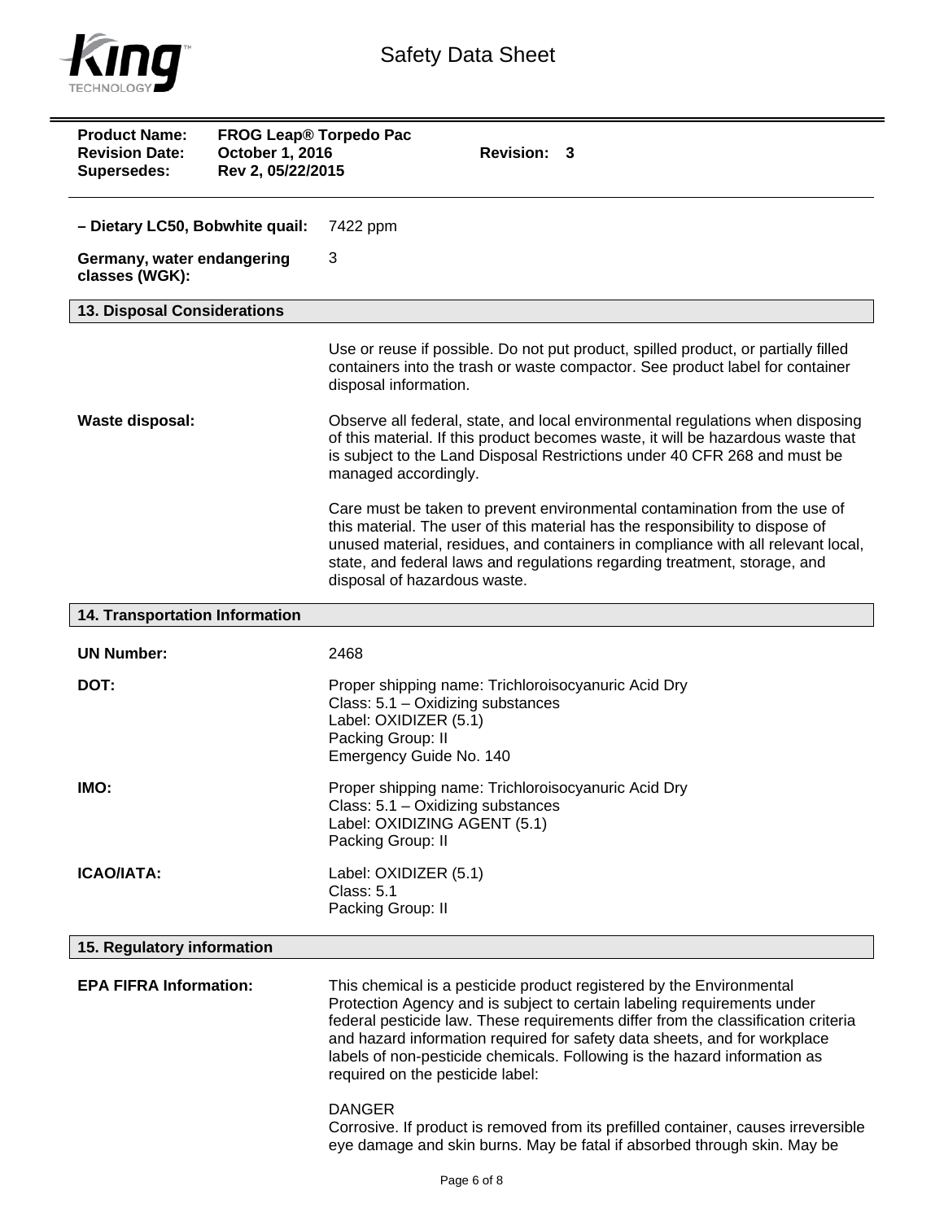**Product Name:** FROG Leap® Torpedo Pac
**Revision Date:** October 1, 2016 **Revision:** 3
**Supersedes:** Rev 2, 05/22/2015

| | |
|---|---|
| **– Dietary LC50, Bobwhite quail:** | 7422 ppm |
| **Germany, water endangering classes (WGK):** | 3 |

## 13. Disposal Considerations

Use or reuse if possible. Do not put product, spilled product, or partially filled containers into the trash or waste compactor. See product label for container disposal information.

**Waste disposal:** Observe all federal, state, and local environmental regulations when disposing of this material. If this product becomes waste, it will be hazardous waste that is subject to the Land Disposal Restrictions under 40 CFR 268 and must be managed accordingly.

Care must be taken to prevent environmental contamination from the use of this material. The user of this material has the responsibility to dispose of unused material, residues, and containers in compliance with all relevant local, state, and federal laws and regulations regarding treatment, storage, and disposal of hazardous waste.

## 14. Transportation Information

**UN Number:** 2468

**DOT:**
Proper shipping name: Trichloroisocyanuric Acid Dry
Class: 5.1 – Oxidizing substances
Label: OXIDIZER (5.1)
Packing Group: II
Emergency Guide No. 140

**IMO:**
Proper shipping name: Trichloroisocyanuric Acid Dry
Class: 5.1 – Oxidizing substances
Label: OXIDIZING AGENT (5.1)
Packing Group: II

**ICAO/IATA:**
Label: OXIDIZER (5.1)
Class: 5.1
Packing Group: II

## 15. Regulatory information

**EPA FIFRA Information:** This chemical is a pesticide product registered by the Environmental Protection Agency and is subject to certain labeling requirements under federal pesticide law. These requirements differ from the classification criteria and hazard information required for safety data sheets, and for workplace labels of non-pesticide chemicals. Following is the hazard information as required on the pesticide label:

DANGER
Corrosive. If product is removed from its prefilled container, causes irreversible eye damage and skin burns. May be fatal if absorbed through skin. May be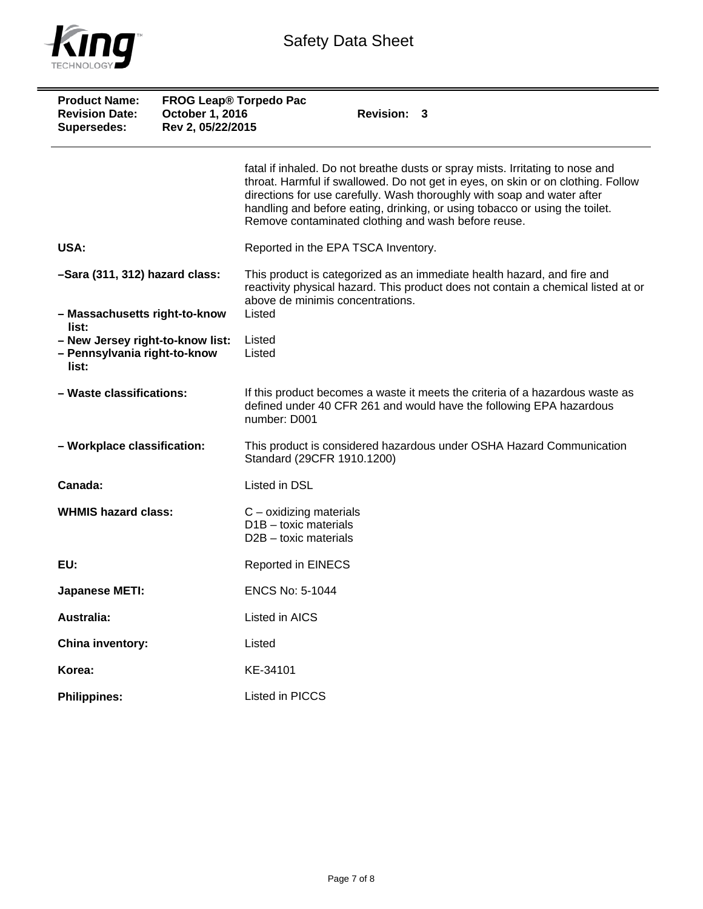| | |
|---|---|
| | fatal if inhaled. Do not breathe dusts or spray mists. Irritating to nose and throat. Harmful if swallowed. Do not get in eyes, on skin or on clothing. Follow directions for use carefully. Wash thoroughly with soap and water after handling and before eating, drinking, or using tobacco or using the toilet. Remove contaminated clothing and wash before reuse. |
| **USA:** | Reported in the EPA TSCA Inventory. |
| **–Sara (311, 312) hazard class:** | This product is categorized as an immediate health hazard, and fire and reactivity physical hazard. This product does not contain a chemical listed at or above de minimis concentrations. |
| **– Massachusetts right-to-know list:** | Listed |
| **– New Jersey right-to-know list:** | Listed |
| **– Pennsylvania right-to-know list:** | Listed |
| **– Waste classifications:** | If this product becomes a waste it meets the criteria of a hazardous waste as defined under 40 CFR 261 and would have the following EPA hazardous number: D001 |
| **– Workplace classification:** | This product is considered hazardous under OSHA Hazard Communication Standard (29CFR 1910.1200) |
| **Canada:** | Listed in DSL |
| **WHMIS hazard class:** | C – oxidizing materials<br>D1B – toxic materials<br>D2B – toxic materials |
| **EU:** | Reported in EINECS |
| **Japanese METI:** | ENCS No: 5-1044 |
| **Australia:** | Listed in AICS |
| **China inventory:** | Listed |
| **Korea:** | KE-34101 |
| **Philippines:** | Listed in PICCS |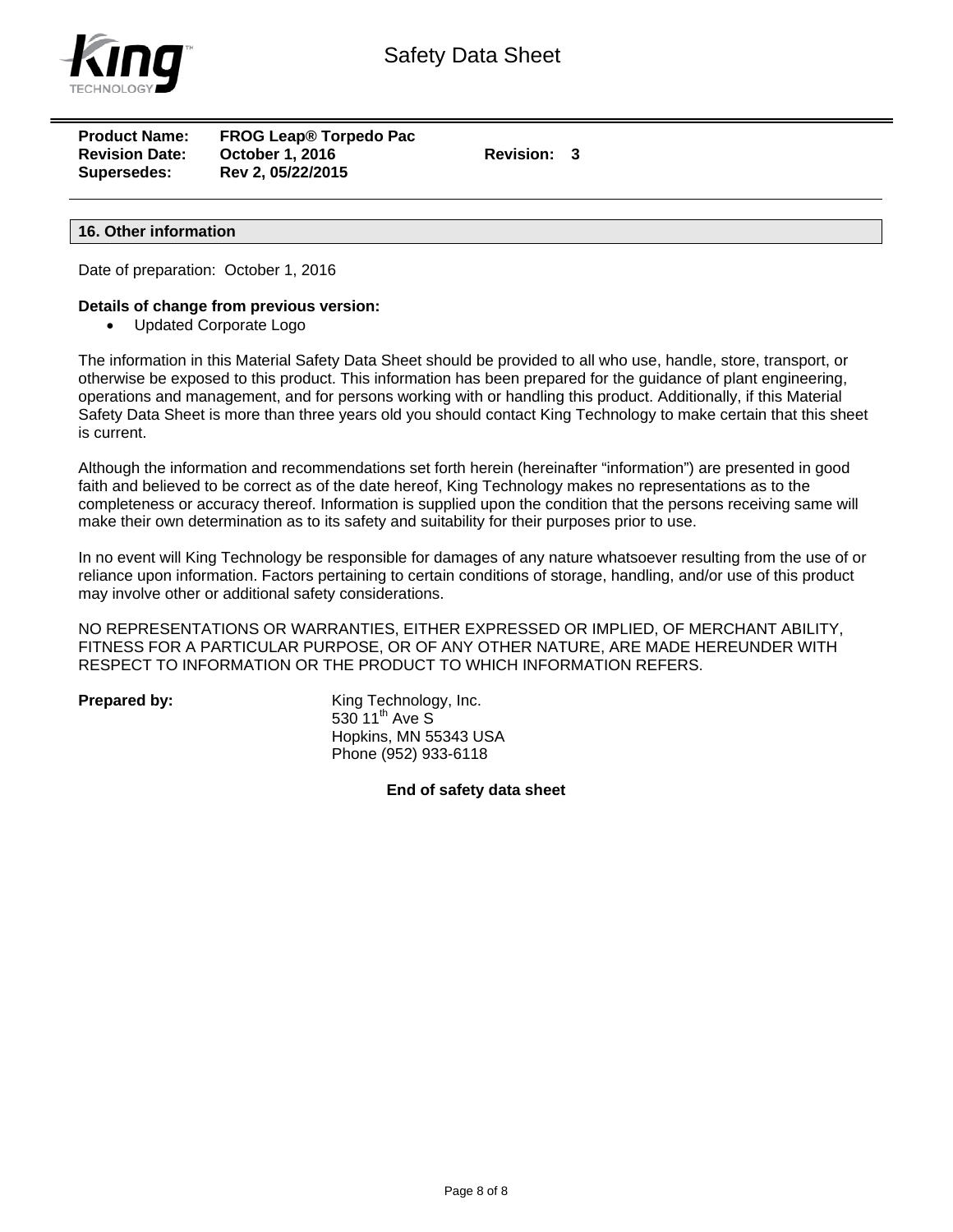**Product Name:** FROG Leap® Torpedo Pac
**Revision Date:** October 1, 2016 **Revision:** 3
**Supersedes:** Rev 2, 05/22/2015

## 16. Other information

Date of preparation: October 1, 2016

**Details of change from previous version:**

- Updated Corporate Logo

The information in this Material Safety Data Sheet should be provided to all who use, handle, store, transport, or otherwise be exposed to this product. This information has been prepared for the guidance of plant engineering, operations and management, and for persons working with or handling this product. Additionally, if this Material Safety Data Sheet is more than three years old you should contact King Technology to make certain that this sheet is current.

Although the information and recommendations set forth herein (hereinafter “information”) are presented in good faith and believed to be correct as of the date hereof, King Technology makes no representations as to the completeness or accuracy thereof. Information is supplied upon the condition that the persons receiving same will make their own determination as to its safety and suitability for their purposes prior to use.

In no event will King Technology be responsible for damages of any nature whatsoever resulting from the use of or reliance upon information. Factors pertaining to certain conditions of storage, handling, and/or use of this product may involve other or additional safety considerations.

NO REPRESENTATIONS OR WARRANTIES, EITHER EXPRESSED OR IMPLIED, OF MERCHANT ABILITY, FITNESS FOR A PARTICULAR PURPOSE, OR OF ANY OTHER NATURE, ARE MADE HEREUNDER WITH RESPECT TO INFORMATION OR THE PRODUCT TO WHICH INFORMATION REFERS.

**Prepared by:**

King Technology, Inc.
530 11th Ave S
Hopkins, MN 55343 USA
Phone (952) 933-6118

**End of safety data sheet**